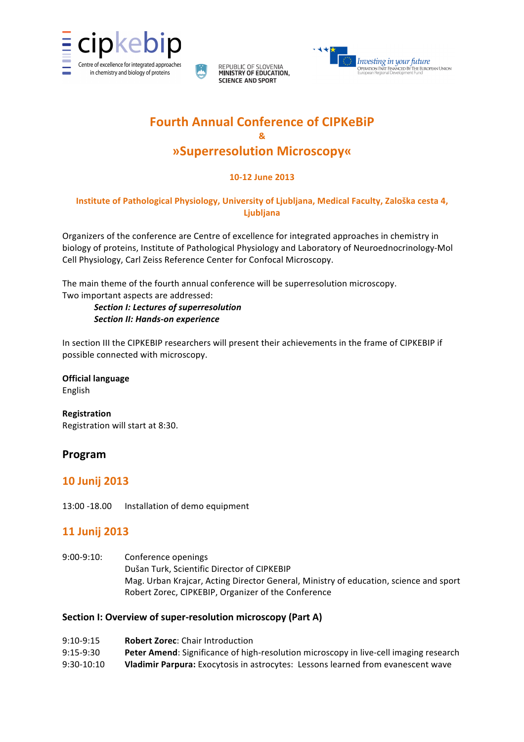cipkebip
Centre of excellence for integrated approaches in chemistry and biology of proteins

REPUBLIC OF SLOVENIA
MINISTRY OF EDUCATION, SCIENCE AND SPORT

Investing in your future
Operation part financed by the European Union
European Regional Development Fund

# Fourth Annual Conference of CIPKeBiP
# &
# »Superresolution Microscopy«

**10-12 June 2013**

**Institute of Pathological Physiology, University of Ljubljana, Medical Faculty, Zaloška cesta 4, Ljubljana**

Organizers of the conference are Centre of excellence for integrated approaches in chemistry in biology of proteins, Institute of Pathological Physiology and Laboratory of Neuroednocrinology-Mol Cell Physiology, Carl Zeiss Reference Center for Confocal Microscopy.

The main theme of the fourth annual conference will be superresolution microscopy.
Two important aspects are addressed:

***Section I: Lectures of superresolution***
***Section II: Hands-on experience***

In section III the CIPKEBIP researchers will present their achievements in the frame of CIPKEBIP if possible connected with microscopy.

**Official language**
English

**Registration**
Registration will start at 8:30.

## Program

## 10 Junij 2013

13:00 -18.00 Installation of demo equipment

## 11 Junij 2013

9:00-9:10: Conference openings
Dušan Turk, Scientific Director of CIPKEBIP
Mag. Urban Krajcar, Acting Director General, Ministry of education, science and sport
Robert Zorec, CIPKEBIP, Organizer of the Conference

### Section I: Overview of super-resolution microscopy (Part A)

9:10-9:15 **Robert Zorec**: Chair Introduction
9:15-9:30 **Peter Amend**: Significance of high-resolution microscopy in live-cell imaging research
9:30-10:10 **Vladimir Parpura:** Exocytosis in astrocytes: Lessons learned from evanescent wave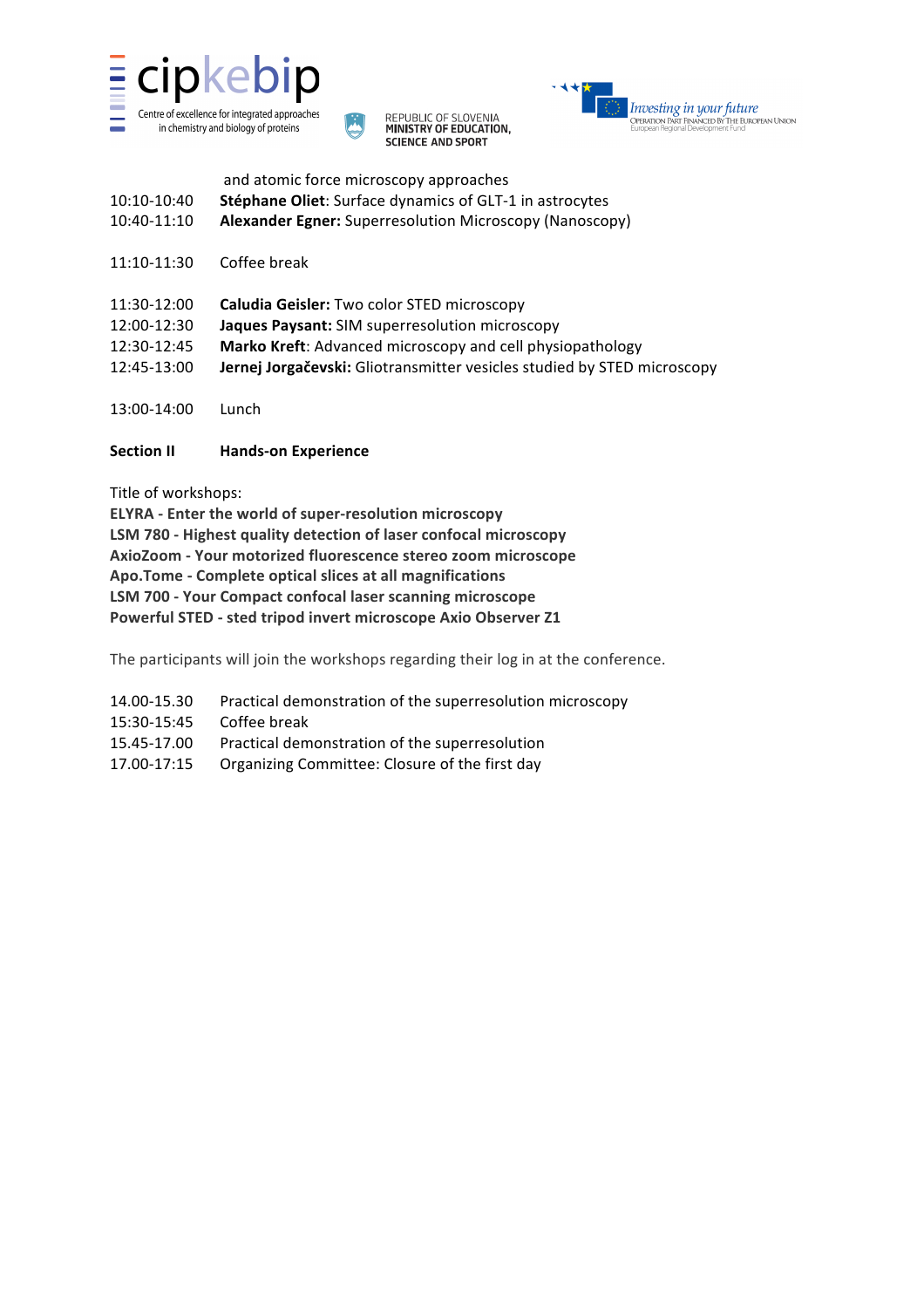and atomic force microscopy approaches

10:10-10:40 **Stéphane Oliet**: Surface dynamics of GLT-1 in astrocytes
10:40-11:10 **Alexander Egner:** Superresolution Microscopy (Nanoscopy)

11:10-11:30 Coffee break

11:30-12:00 **Caludia Geisler:** Two color STED microscopy
12:00-12:30 **Jaques Paysant:** SIM superresolution microscopy
12:30-12:45 **Marko Kreft**: Advanced microscopy and cell physiopathology
12:45-13:00 **Jernej Jorgačevski:** Gliotransmitter vesicles studied by STED microscopy

13:00-14:00 Lunch

**Section II Hands-on Experience**

Title of workshops:
**ELYRA - Enter the world of super-resolution microscopy**
**LSM 780 - Highest quality detection of laser confocal microscopy**
**AxioZoom - Your motorized fluorescence stereo zoom microscope**
**Apo.Tome - Complete optical slices at all magnifications**
**LSM 700 - Your Compact confocal laser scanning microscope**
**Powerful STED - sted tripod invert microscope Axio Observer Z1**

The participants will join the workshops regarding their log in at the conference.

14.00-15.30 Practical demonstration of the superresolution microscopy
15:30-15:45 Coffee break
15.45-17.00 Practical demonstration of the superresolution
17.00-17:15 Organizing Committee: Closure of the first day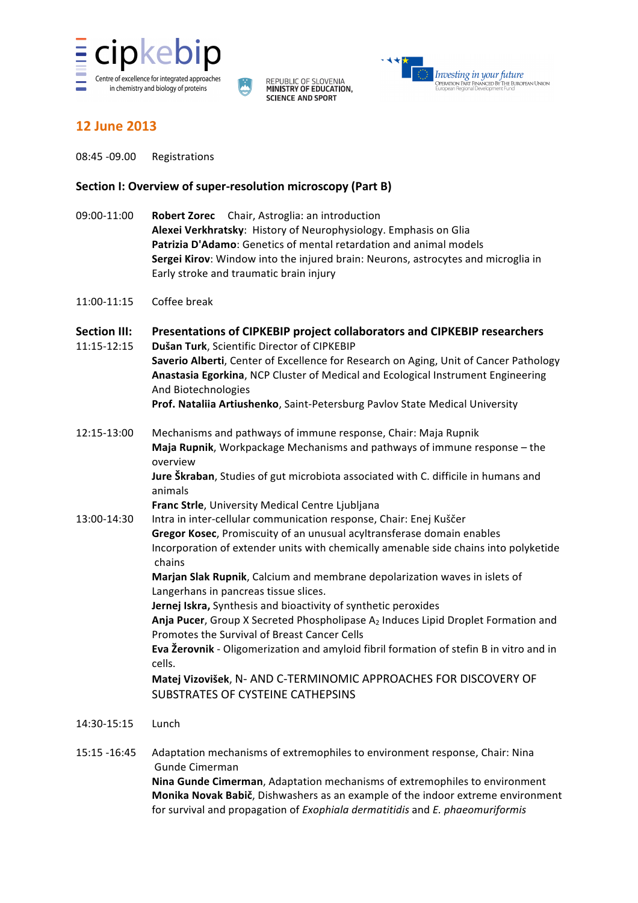cipkebip
Centre of excellence for integrated approaches in chemistry and biology of proteins

REPUBLIC OF SLOVENIA
MINISTRY OF EDUCATION, SCIENCE AND SPORT

Investing in your future
Operation part financed by the European Union
European Regional Development Fund

## 12 June 2013

08:45 -09.00 Registrations

### Section I: Overview of super-resolution microscopy (Part B)

09:00-11:00 **Robert Zorec** Chair, Astroglia: an introduction
**Alexei Verkhratsky**: History of Neurophysiology. Emphasis on Glia
**Patrizia D'Adamo**: Genetics of mental retardation and animal models
**Sergei Kirov**: Window into the injured brain: Neurons, astrocytes and microglia in Early stroke and traumatic brain injury

11:00-11:15 Coffee break

### Section III: Presentations of CIPKEBIP project collaborators and CIPKEBIP researchers

11:15-12:15 **Dušan Turk**, Scientific Director of CIPKEBIP
**Saverio Alberti**, Center of Excellence for Research on Aging, Unit of Cancer Pathology
**Anastasia Egorkina**, NCP Cluster of Medical and Ecological Instrument Engineering And Biotechnologies
**Prof. Nataliia Artiushenko**, Saint-Petersburg Pavlov State Medical University

12:15-13:00 Mechanisms and pathways of immune response, Chair: Maja Rupnik
**Maja Rupnik**, Workpackage Mechanisms and pathways of immune response – the overview
**Jure Škraban**, Studies of gut microbiota associated with C. difficile in humans and animals
**Franc Strle**, University Medical Centre Ljubljana

13:00-14:30 Intra in inter-cellular communication response, Chair: Enej Kuščer
**Gregor Kosec**, Promiscuity of an unusual acyltransferase domain enables Incorporation of extender units with chemically amenable side chains into polyketide chains
**Marjan Slak Rupnik**, Calcium and membrane depolarization waves in islets of Langerhans in pancreas tissue slices.
**Jernej Iskra,** Synthesis and bioactivity of synthetic peroxides
**Anja Pucer**, Group X Secreted Phospholipase $A_2$ Induces Lipid Droplet Formation and Promotes the Survival of Breast Cancer Cells
**Eva Žerovnik** - Oligomerization and amyloid fibril formation of stefin B in vitro and in cells.
**Matej Vizovišek**, N- AND C-TERMINOMIC APPROACHES FOR DISCOVERY OF SUBSTRATES OF CYSTEINE CATHEPSINS

14:30-15:15 Lunch

15:15 -16:45 Adaptation mechanisms of extremophiles to environment response, Chair: Nina Gunde Cimerman
**Nina Gunde Cimerman**, Adaptation mechanisms of extremophiles to environment
**Monika Novak Babič**, Dishwashers as an example of the indoor extreme environment for survival and propagation of *Exophiala dermatitidis* and *E. phaeomuriformis*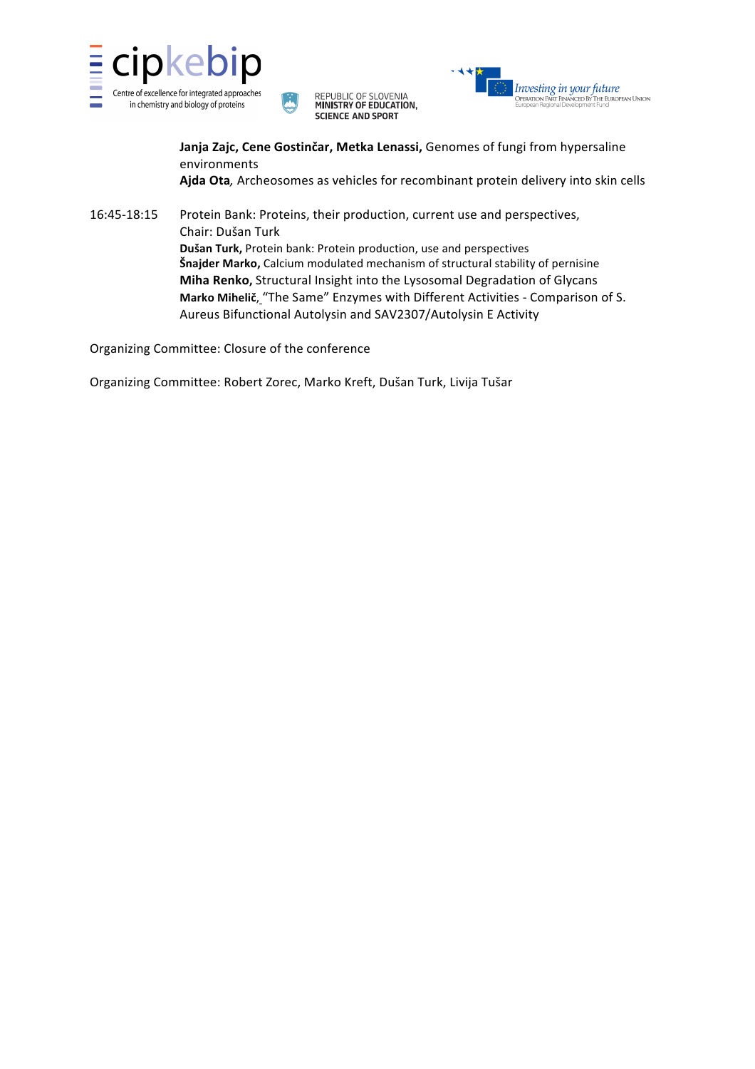**Janja Zajc, Cene Gostinčar, Metka Lenassi,** Genomes of fungi from hypersaline environments
**Ajda Ota***,* Archeosomes as vehicles for recombinant protein delivery into skin cells

16:45-18:15 Protein Bank: Proteins, their production, current use and perspectives, Chair: Dušan Turk
**Dušan Turk,** Protein bank: Protein production, use and perspectives
**Šnajder Marko,** Calcium modulated mechanism of structural stability of pernisine
**Miha Renko,** Structural Insight into the Lysosomal Degradation of Glycans
**Marko Mihelič**, "The Same" Enzymes with Different Activities - Comparison of S. Aureus Bifunctional Autolysin and SAV2307/Autolysin E Activity

Organizing Committee: Closure of the conference

Organizing Committee: Robert Zorec, Marko Kreft, Dušan Turk, Livija Tušar